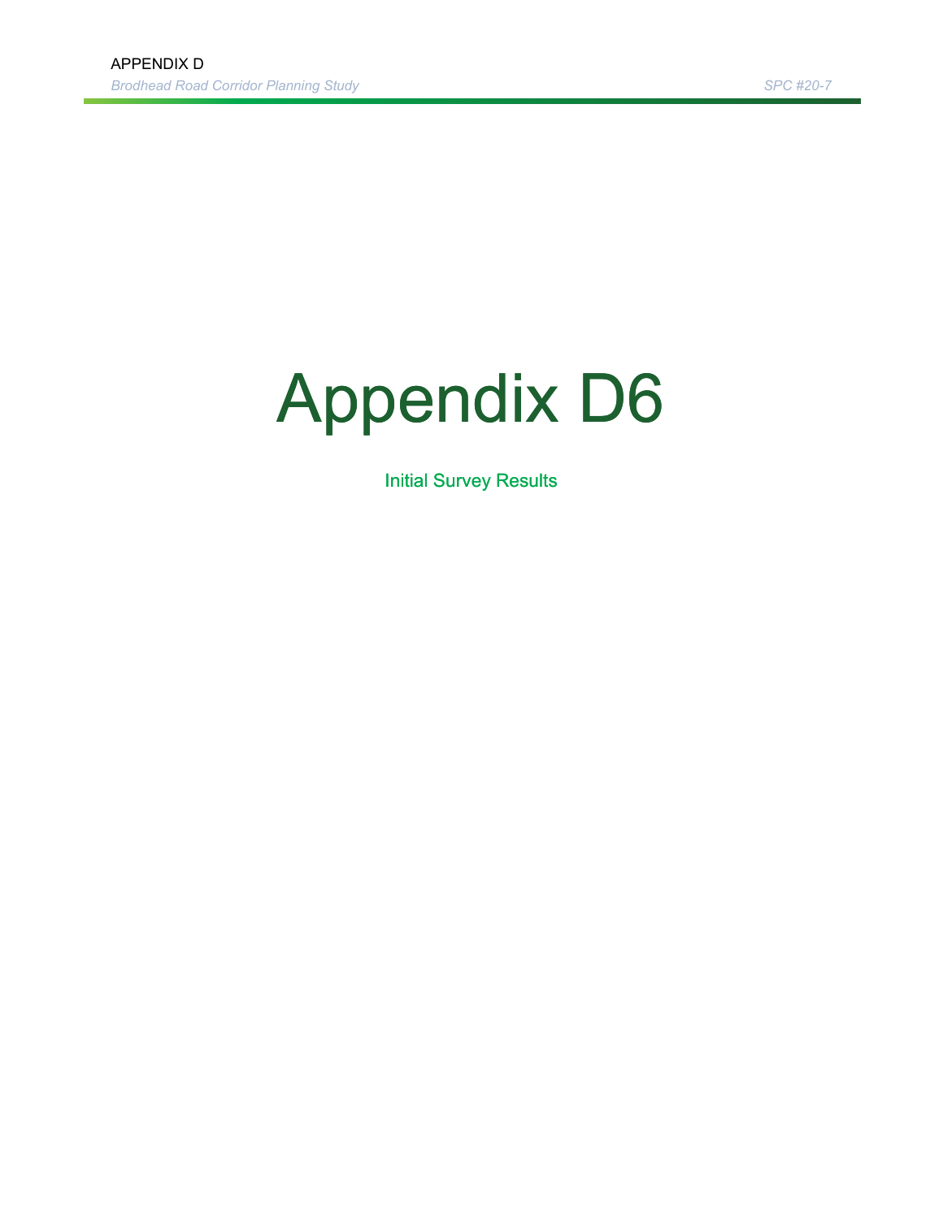# Appendix D6

Initial Survey Results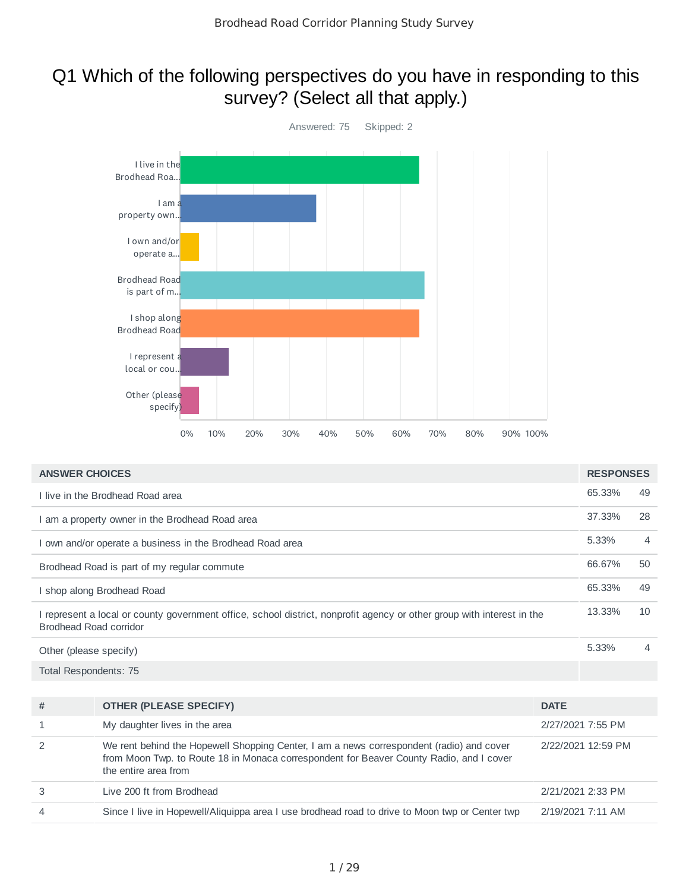# Q1 Which of the following perspectives do you have in responding to this survey? (Select all that apply.)

Answered: 75 Skipped: 2

| ANSWER CHOICES | RESPONSES | |
|---|---|---|
| I live in the Brodhead Road area | 65.33% | 49 |
| I am a property owner in the Brodhead Road area | 37.33% | 28 |
| I own and/or operate a business in the Brodhead Road area | 5.33% | 4 |
| Brodhead Road is part of my regular commute | 66.67% | 50 |
| I shop along Brodhead Road | 65.33% | 49 |
| I represent a local or county government office, school district, nonprofit agency or other group with interest in the Brodhead Road corridor | 13.33% | 10 |
| Other (please specify) | 5.33% | 4 |
| Total Respondents: 75 | | |

| # | OTHER (PLEASE SPECIFY) | DATE |
|---|---|---|
| 1 | My daughter lives in the area | 2/27/2021 7:55 PM |
| 2 | We rent behind the Hopewell Shopping Center, I am a news correspondent (radio) and cover from Moon Twp. to Route 18 in Monaca correspondent for Beaver County Radio, and I cover the entire area from | 2/22/2021 12:59 PM |
| 3 | Live 200 ft from Brodhead | 2/21/2021 2:33 PM |
| 4 | Since I live in Hopewell/Aliquippa area I use brodhead road to drive to Moon twp or Center twp | 2/19/2021 7:11 AM |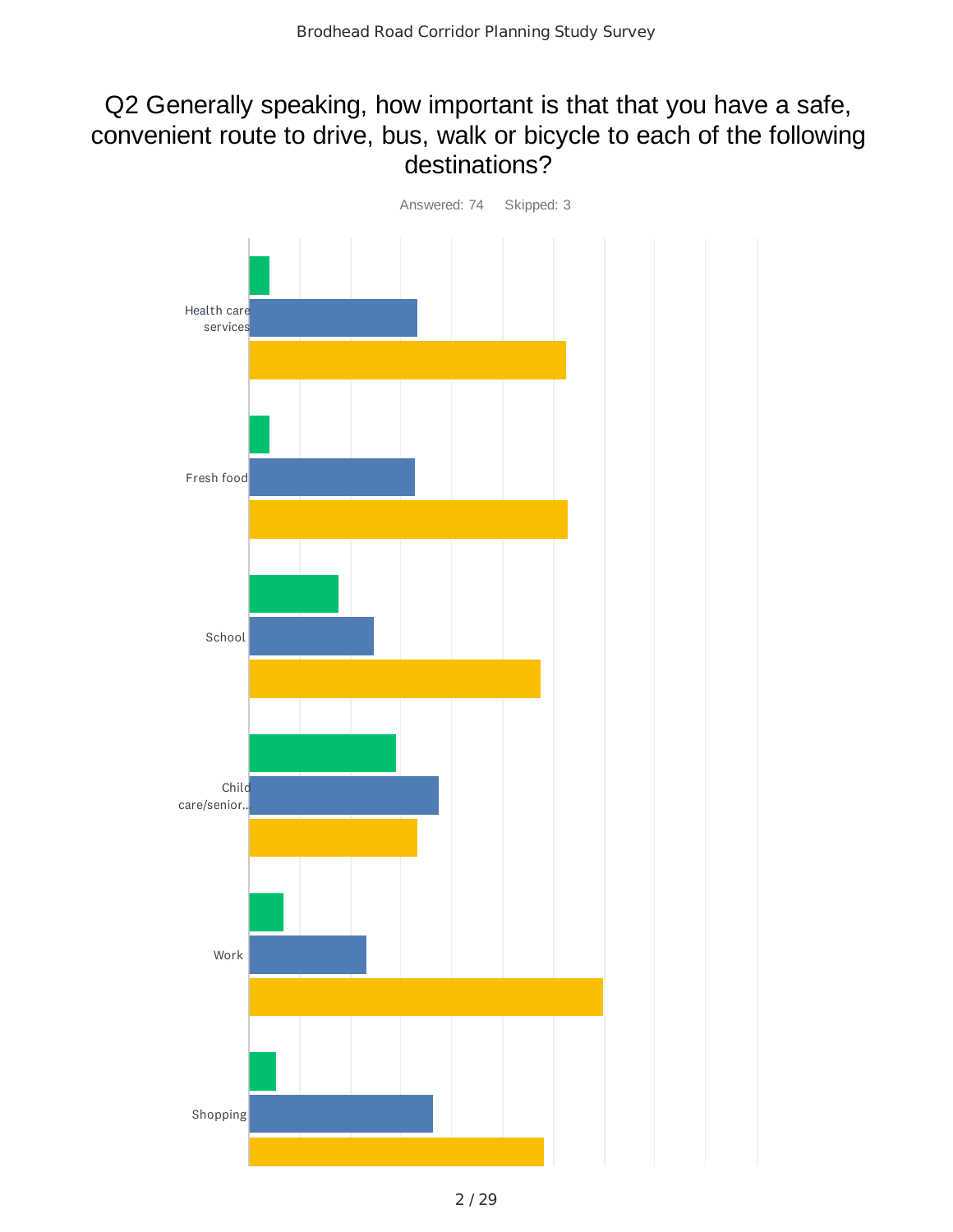## Q2 Generally speaking, how important is that that you have a safe, convenient route to drive, bus, walk or bicycle to each of the following destinations?

Answered: 74 Skipped: 3

Health care services

Fresh food

School

Child care/senior...

Work

Shopping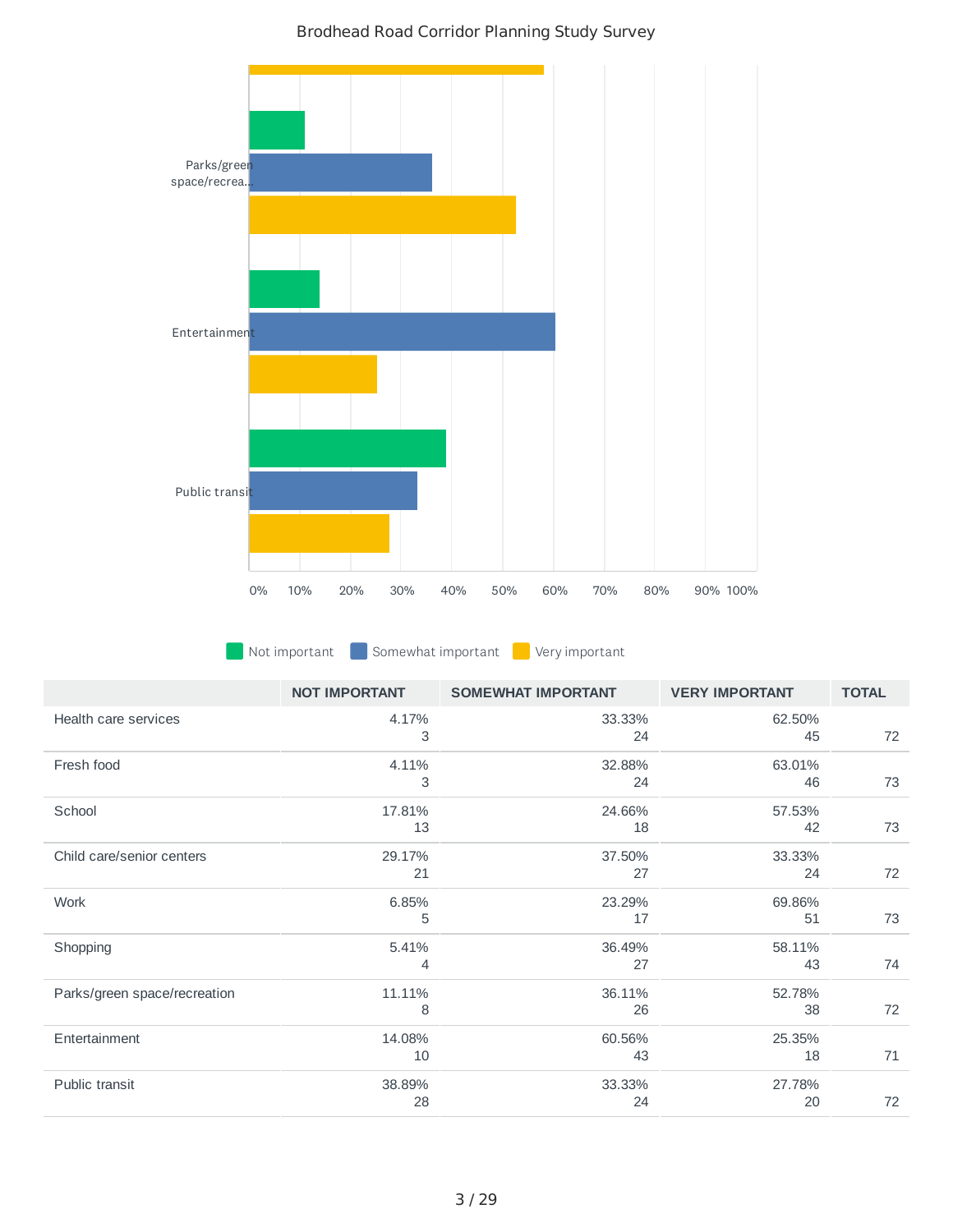| | NOT IMPORTANT | SOMEWHAT IMPORTANT | VERY IMPORTANT | TOTAL |
|---|---|---|---|---|
| Health care services | 4.17%<br>3 | 33.33%<br>24 | 62.50%<br>45 | 72 |
| Fresh food | 4.11%<br>3 | 32.88%<br>24 | 63.01%<br>46 | 73 |
| School | 17.81%<br>13 | 24.66%<br>18 | 57.53%<br>42 | 73 |
| Child care/senior centers | 29.17%<br>21 | 37.50%<br>27 | 33.33%<br>24 | 72 |
| Work | 6.85%<br>5 | 23.29%<br>17 | 69.86%<br>51 | 73 |
| Shopping | 5.41%<br>4 | 36.49%<br>27 | 58.11%<br>43 | 74 |
| Parks/green space/recreation | 11.11%<br>8 | 36.11%<br>26 | 52.78%<br>38 | 72 |
| Entertainment | 14.08%<br>10 | 60.56%<br>43 | 25.35%<br>18 | 71 |
| Public transit | 38.89%<br>28 | 33.33%<br>24 | 27.78%<br>20 | 72 |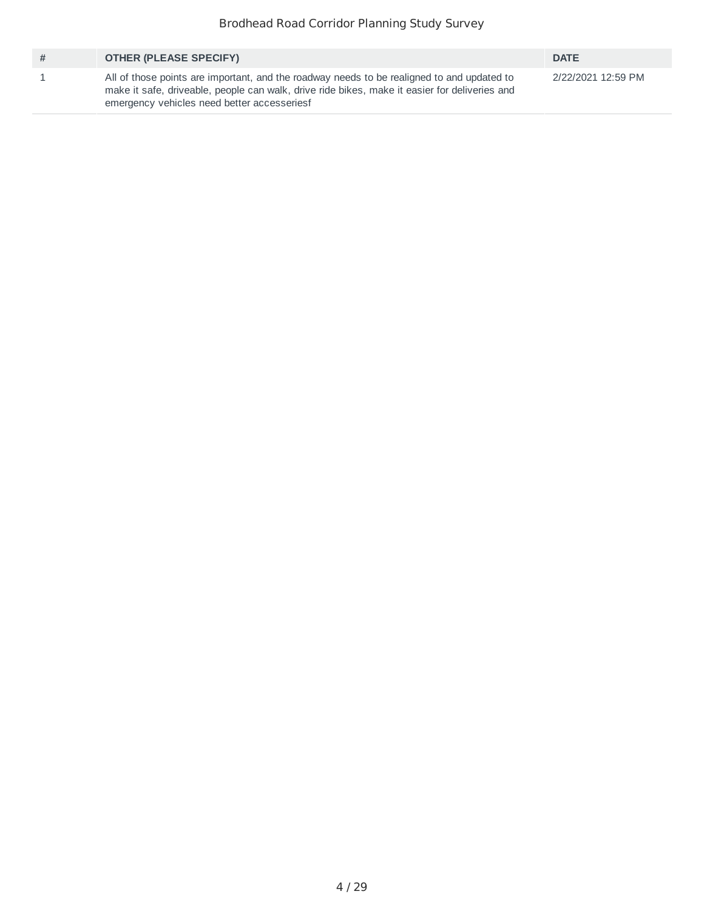| # | OTHER (PLEASE SPECIFY) | DATE |
|---|---|---|
| 1 | All of those points are important, and the roadway needs to be realigned to and updated to make it safe, driveable, people can walk, drive ride bikes, make it easier for deliveries and emergency vehicles need better accesseriesf | 2/22/2021 12:59 PM |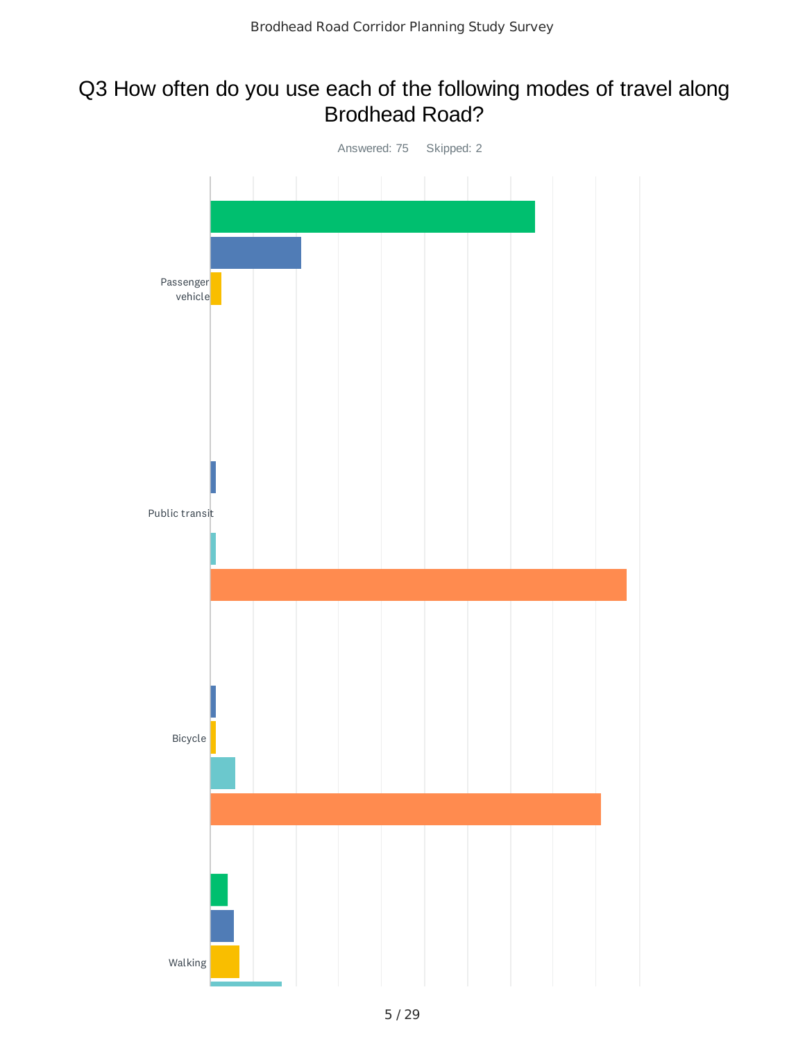# Q3 How often do you use each of the following modes of travel along Brodhead Road?

Answered: 75 Skipped: 2

Passenger vehicle

Public transit

Bicycle

Walking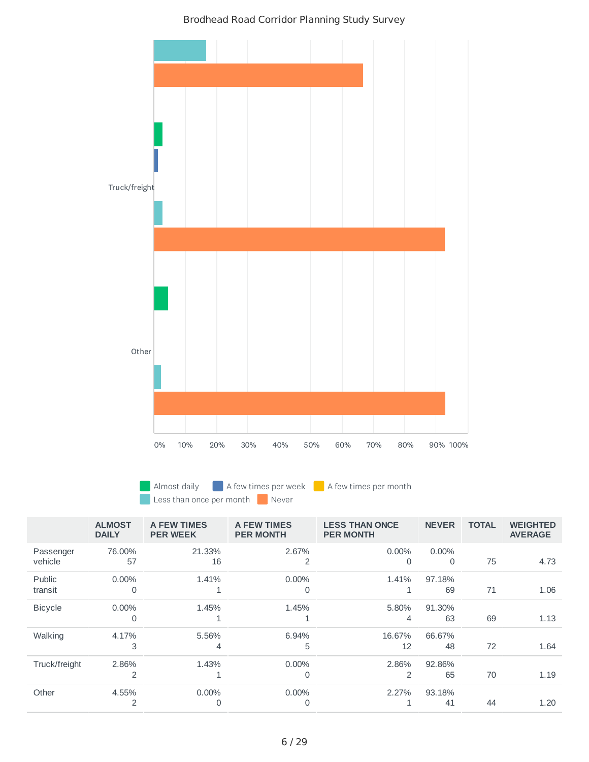Brodhead Road Corridor Planning Study Survey

| | ALMOST DAILY | A FEW TIMES PER WEEK | A FEW TIMES PER MONTH | LESS THAN ONCE PER MONTH | NEVER | TOTAL | WEIGHTED AVERAGE |
|---|---|---|---|---|---|---|---|
| Passenger vehicle | 76.00% 57 | 21.33% 16 | 2.67% 2 | 0.00% 0 | 0.00% 0 | 75 | 4.73 |
| Public transit | 0.00% 0 | 1.41% 1 | 0.00% 0 | 1.41% 1 | 97.18% 69 | 71 | 1.06 |
| Bicycle | 0.00% 0 | 1.45% 1 | 1.45% 1 | 5.80% 4 | 91.30% 63 | 69 | 1.13 |
| Walking | 4.17% 3 | 5.56% 4 | 6.94% 5 | 16.67% 12 | 66.67% 48 | 72 | 1.64 |
| Truck/freight | 2.86% 2 | 1.43% 1 | 0.00% 0 | 2.86% 2 | 92.86% 65 | 70 | 1.19 |
| Other | 4.55% 2 | 0.00% 0 | 0.00% 0 | 2.27% 1 | 93.18% 41 | 44 | 1.20 |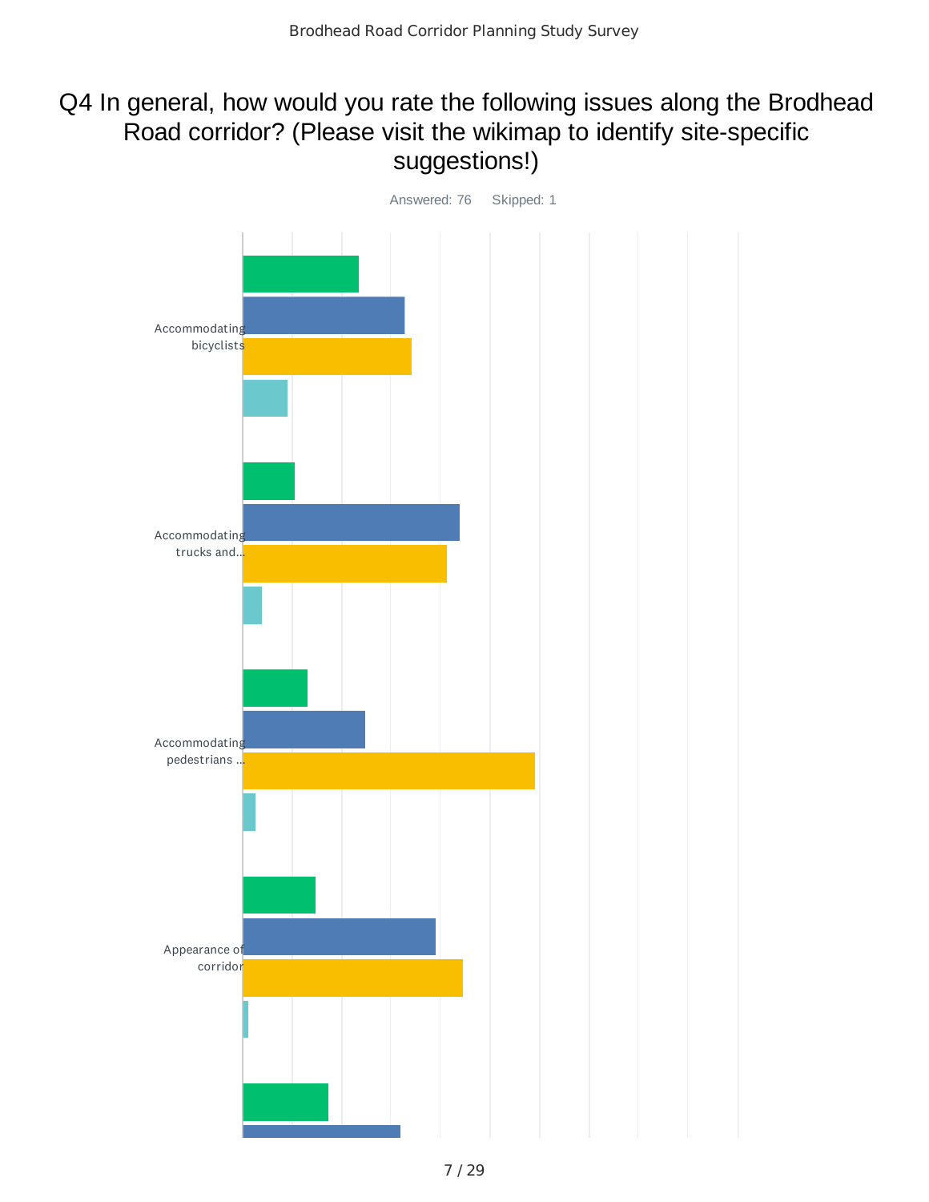# Q4 In general, how would you rate the following issues along the Brodhead Road corridor? (Please visit the wikimap to identify site-specific suggestions!)

Answered: 76 Skipped: 1

Accommodating bicyclists

Accommodating trucks and...

Accommodating pedestrians ...

Appearance of corridor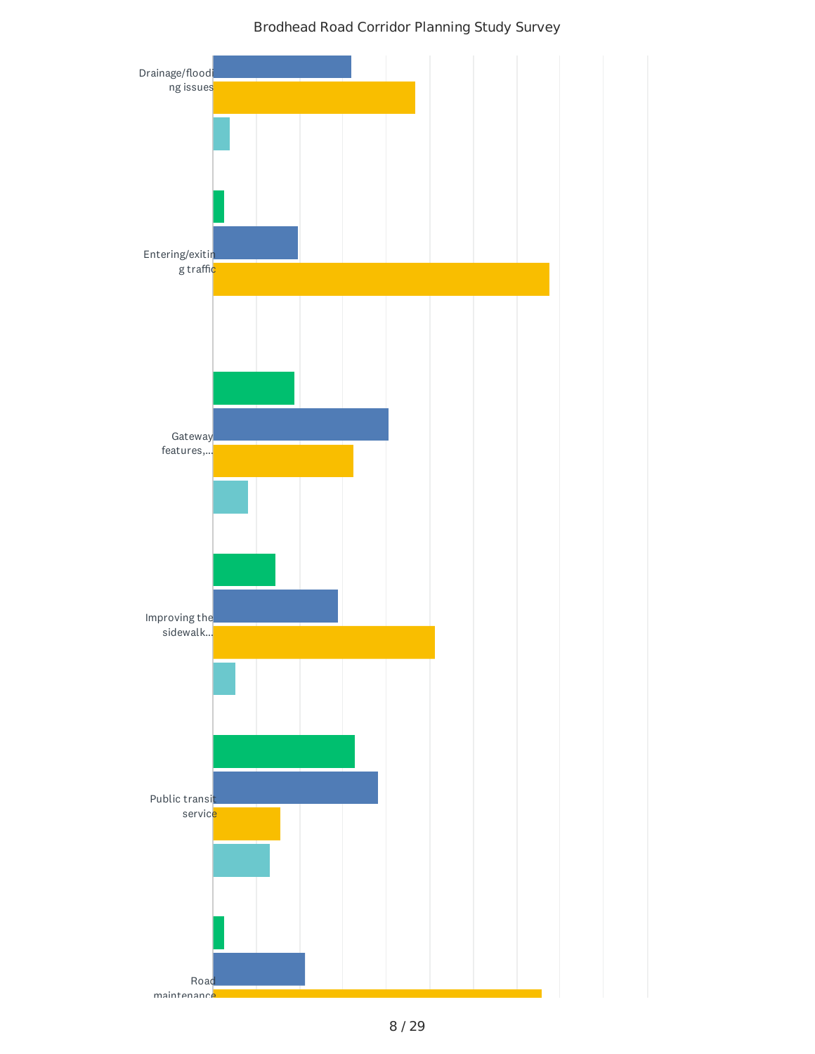Brodhead Road Corridor Planning Study Survey

Drainage/flooding issues

Entering/exiting traffic

Gateway features,...

Improving the sidewalk...

Public transit service

Road maintenance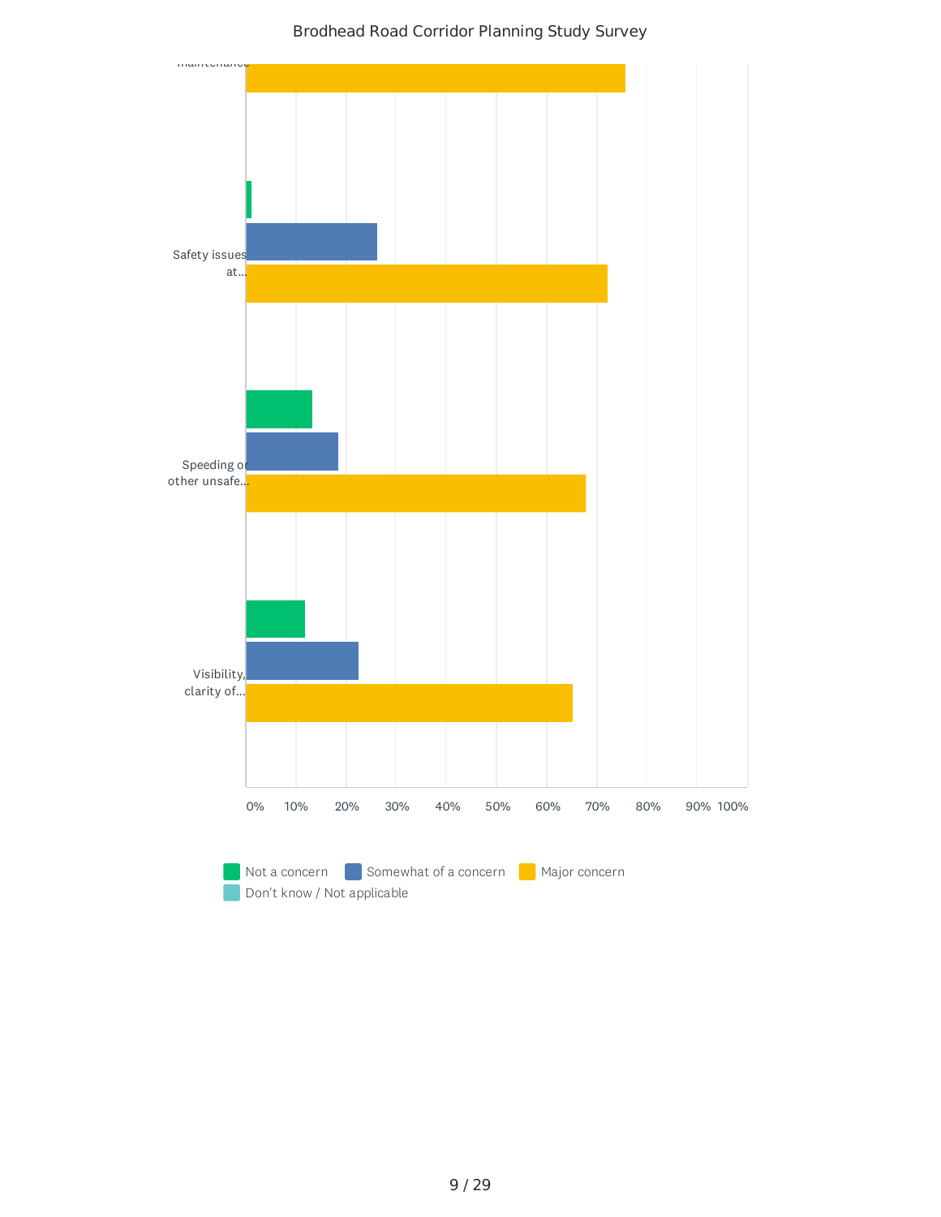maintenance

Safety issues at...

Speeding or other unsafe...

Visibility, clarity of...

0% 10% 20% 30% 40% 50% 60% 70% 80% 90% 100%

Not a concern | Somewhat of a concern | Major concern | Don't know / Not applicable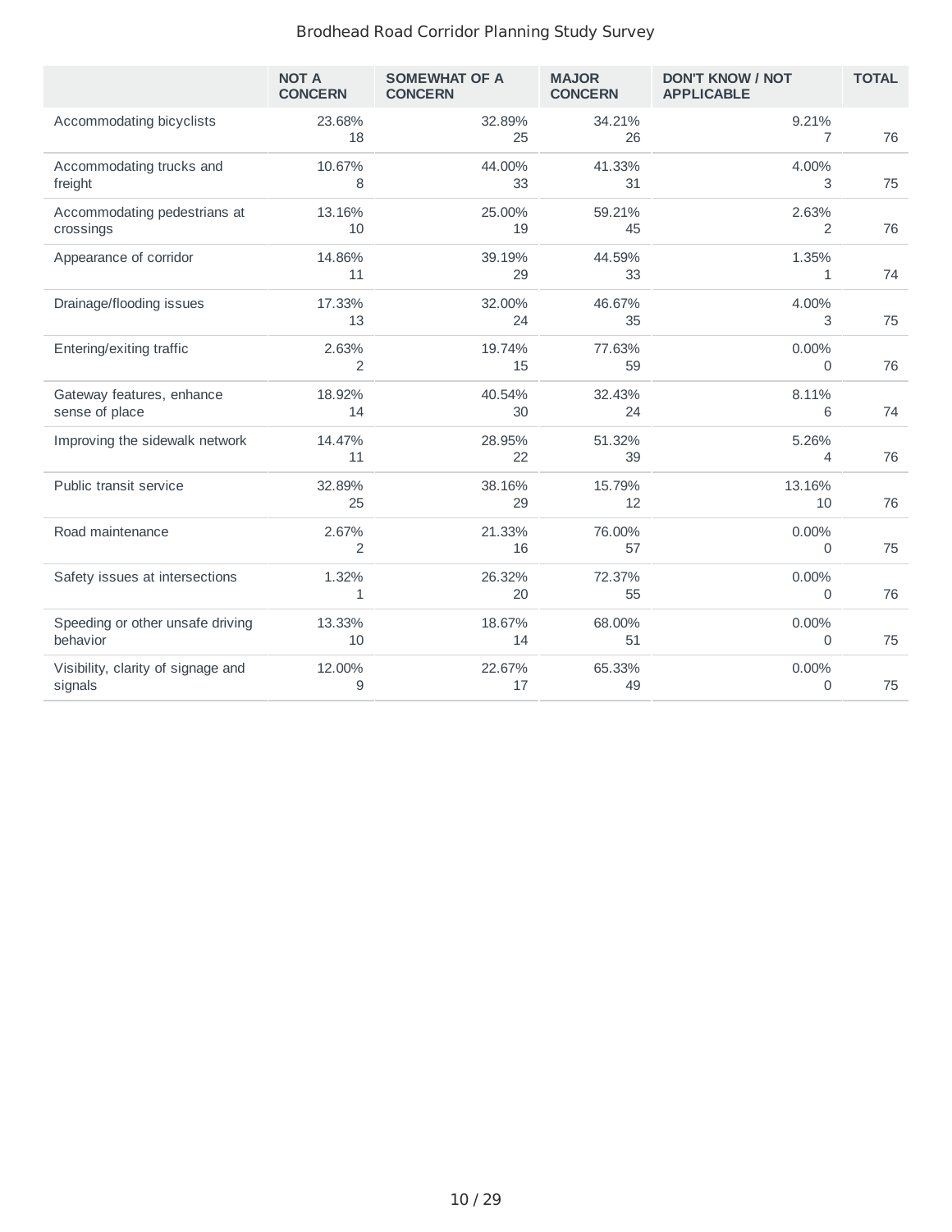|  | NOT A CONCERN | SOMEWHAT OF A CONCERN | MAJOR CONCERN | DON'T KNOW / NOT APPLICABLE | TOTAL |
|---|---|---|---|---|---|
| Accommodating bicyclists | 23.68%<br>18 | 32.89%<br>25 | 34.21%<br>26 | 9.21%<br>7 | 76 |
| Accommodating trucks and freight | 10.67%<br>8 | 44.00%<br>33 | 41.33%<br>31 | 4.00%<br>3 | 75 |
| Accommodating pedestrians at crossings | 13.16%<br>10 | 25.00%<br>19 | 59.21%<br>45 | 2.63%<br>2 | 76 |
| Appearance of corridor | 14.86%<br>11 | 39.19%<br>29 | 44.59%<br>33 | 1.35%<br>1 | 74 |
| Drainage/flooding issues | 17.33%<br>13 | 32.00%<br>24 | 46.67%<br>35 | 4.00%<br>3 | 75 |
| Entering/exiting traffic | 2.63%<br>2 | 19.74%<br>15 | 77.63%<br>59 | 0.00%<br>0 | 76 |
| Gateway features, enhance sense of place | 18.92%<br>14 | 40.54%<br>30 | 32.43%<br>24 | 8.11%<br>6 | 74 |
| Improving the sidewalk network | 14.47%<br>11 | 28.95%<br>22 | 51.32%<br>39 | 5.26%<br>4 | 76 |
| Public transit service | 32.89%<br>25 | 38.16%<br>29 | 15.79%<br>12 | 13.16%<br>10 | 76 |
| Road maintenance | 2.67%<br>2 | 21.33%<br>16 | 76.00%<br>57 | 0.00%<br>0 | 75 |
| Safety issues at intersections | 1.32%<br>1 | 26.32%<br>20 | 72.37%<br>55 | 0.00%<br>0 | 76 |
| Speeding or other unsafe driving behavior | 13.33%<br>10 | 18.67%<br>14 | 68.00%<br>51 | 0.00%<br>0 | 75 |
| Visibility, clarity of signage and signals | 12.00%<br>9 | 22.67%<br>17 | 65.33%<br>49 | 0.00%<br>0 | 75 |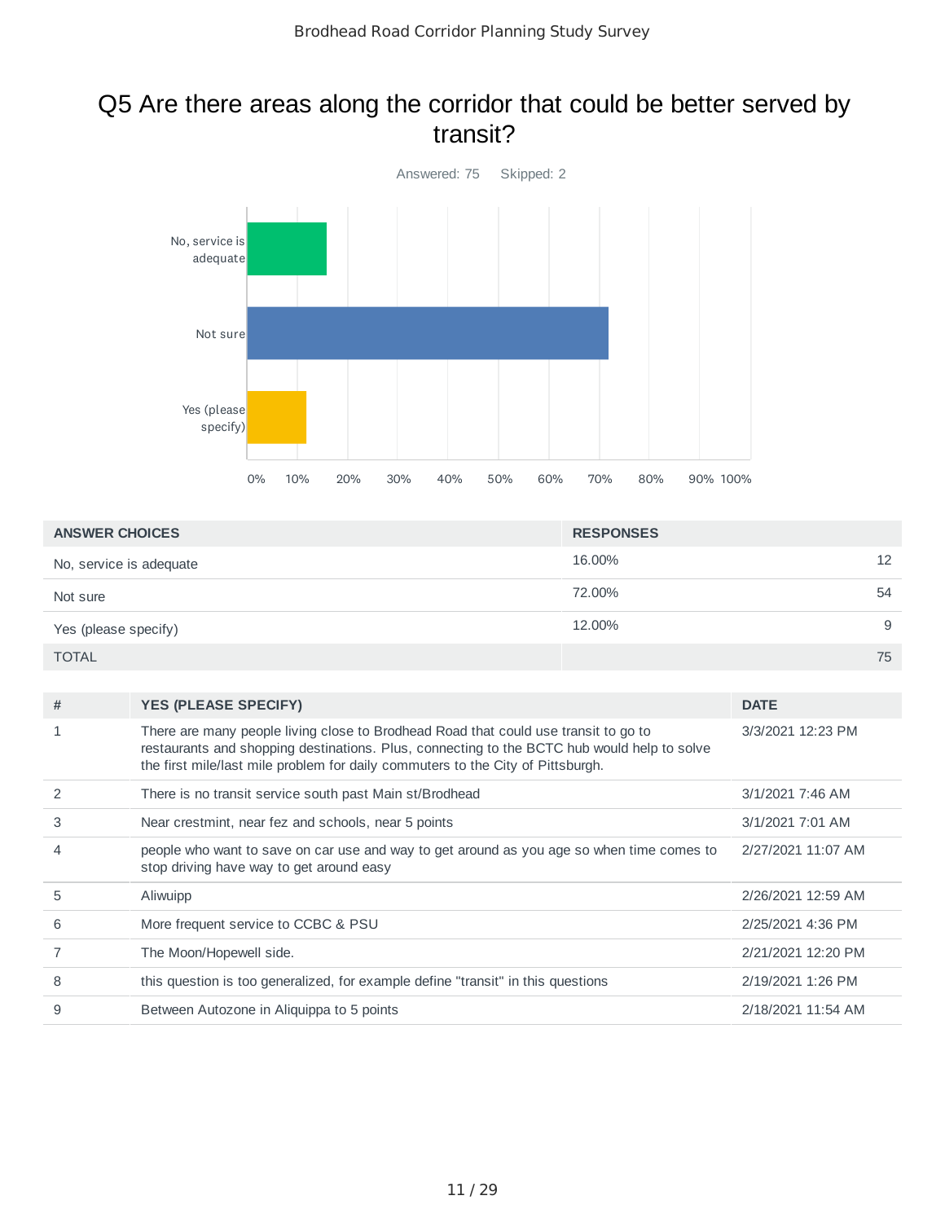# Q5 Are there areas along the corridor that could be better served by transit?

Answered: 75 Skipped: 2

| ANSWER CHOICES | RESPONSES | |
|---|---|---|
| No, service is adequate | 16.00% | 12 |
| Not sure | 72.00% | 54 |
| Yes (please specify) | 12.00% | 9 |
| TOTAL | | 75 |

| # | YES (PLEASE SPECIFY) | DATE |
|---|---|---|
| 1 | There are many people living close to Brodhead Road that could use transit to go to restaurants and shopping destinations. Plus, connecting to the BCTC hub would help to solve the first mile/last mile problem for daily commuters to the City of Pittsburgh. | 3/3/2021 12:23 PM |
| 2 | There is no transit service south past Main st/Brodhead | 3/1/2021 7:46 AM |
| 3 | Near crestmint, near fez and schools, near 5 points | 3/1/2021 7:01 AM |
| 4 | people who want to save on car use and way to get around as you age so when time comes to stop driving have way to get around easy | 2/27/2021 11:07 AM |
| 5 | Aliwuipp | 2/26/2021 12:59 AM |
| 6 | More frequent service to CCBC & PSU | 2/25/2021 4:36 PM |
| 7 | The Moon/Hopewell side. | 2/21/2021 12:20 PM |
| 8 | this question is too generalized, for example define "transit" in this questions | 2/19/2021 1:26 PM |
| 9 | Between Autozone in Aliquippa to 5 points | 2/18/2021 11:54 AM |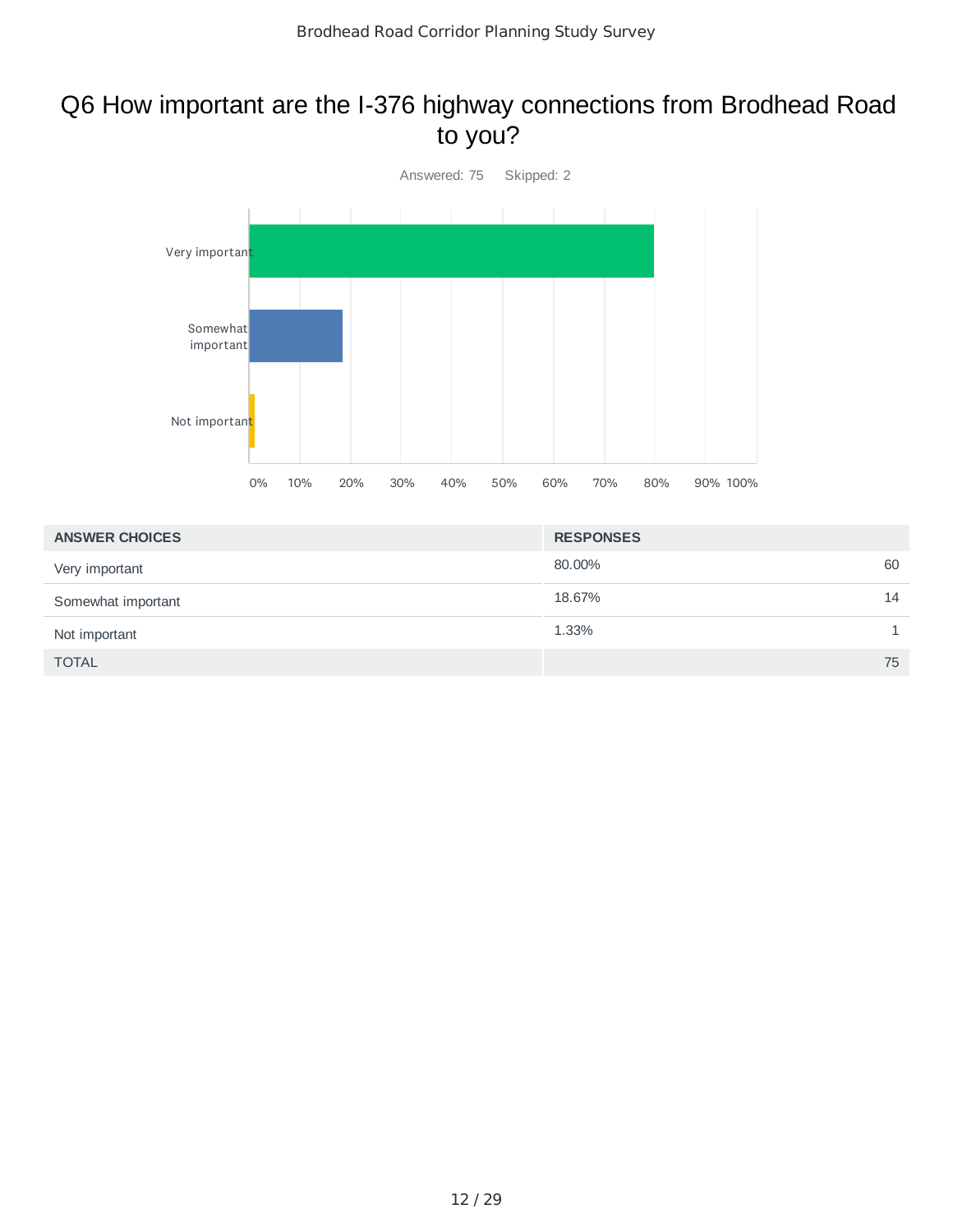## Q6 How important are the I-376 highway connections from Brodhead Road to you?

Answered: 75 Skipped: 2

| ANSWER CHOICES | RESPONSES | |
|---|---|---|
| Very important | 80.00% | 60 |
| Somewhat important | 18.67% | 14 |
| Not important | 1.33% | 1 |
| TOTAL | | 75 |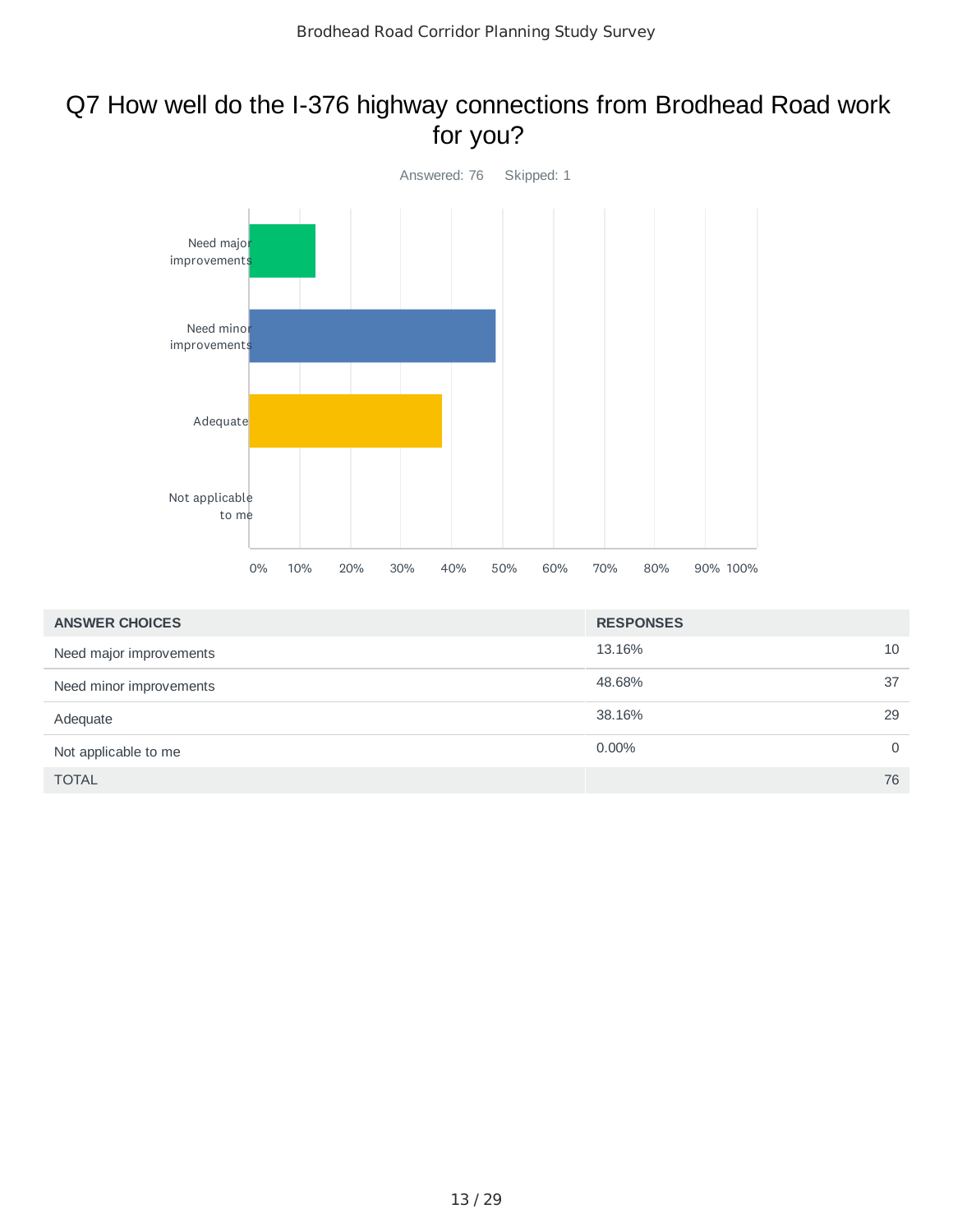## Q7 How well do the I-376 highway connections from Brodhead Road work for you?

Answered: 76    Skipped: 1

| ANSWER CHOICES | RESPONSES | |
|---|---|---|
| Need major improvements | 13.16% | 10 |
| Need minor improvements | 48.68% | 37 |
| Adequate | 38.16% | 29 |
| Not applicable to me | 0.00% | 0 |
| TOTAL | | 76 |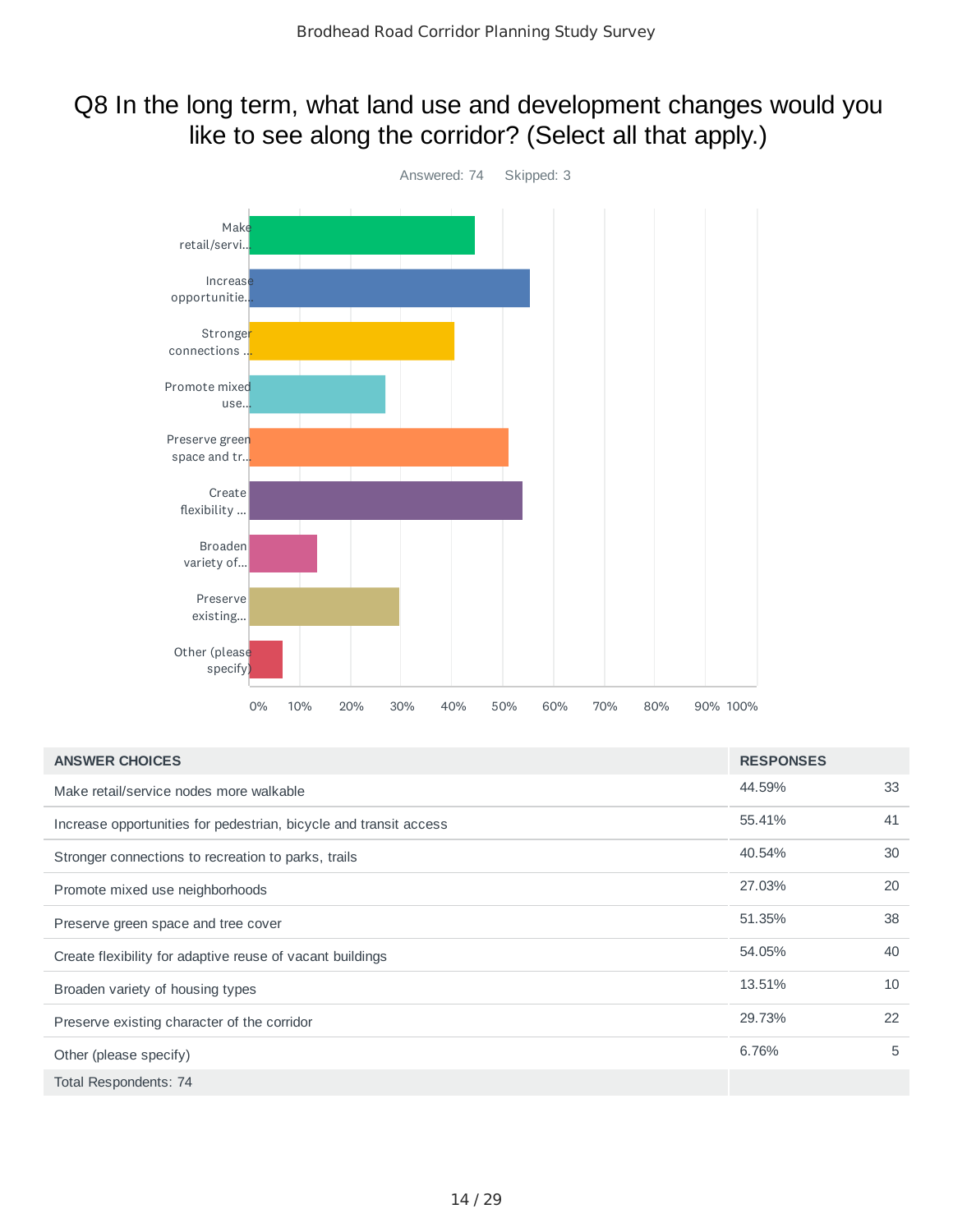# Q8 In the long term, what land use and development changes would you like to see along the corridor? (Select all that apply.)

Answered: 74 Skipped: 3

| ANSWER CHOICES | RESPONSES | |
|---|---|---|
| Make retail/service nodes more walkable | 44.59% | 33 |
| Increase opportunities for pedestrian, bicycle and transit access | 55.41% | 41 |
| Stronger connections to recreation to parks, trails | 40.54% | 30 |
| Promote mixed use neighborhoods | 27.03% | 20 |
| Preserve green space and tree cover | 51.35% | 38 |
| Create flexibility for adaptive reuse of vacant buildings | 54.05% | 40 |
| Broaden variety of housing types | 13.51% | 10 |
| Preserve existing character of the corridor | 29.73% | 22 |
| Other (please specify) | 6.76% | 5 |
| Total Respondents: 74 | | |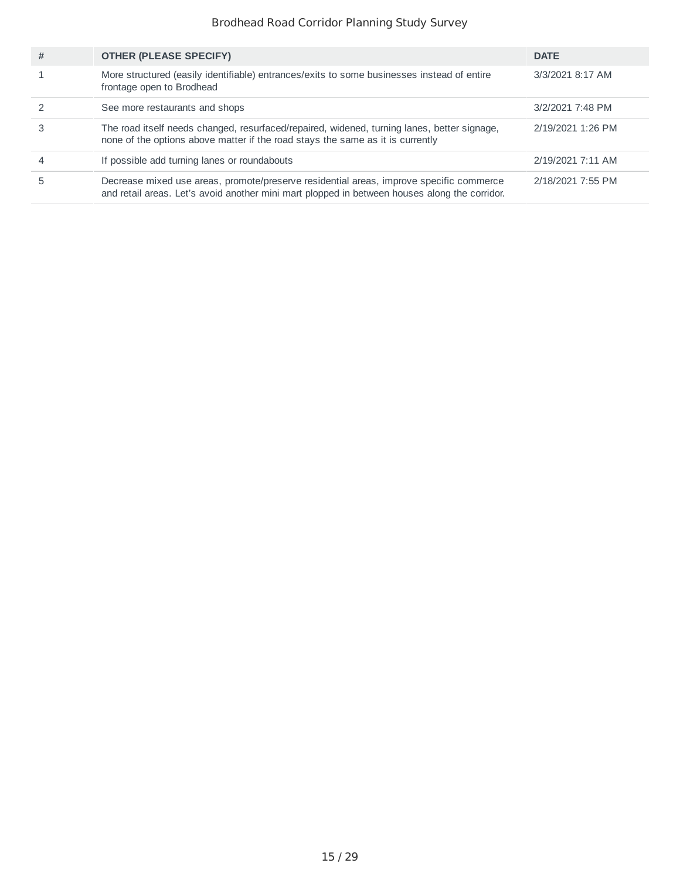| # | OTHER (PLEASE SPECIFY) | DATE |
|---|---|---|
| 1 | More structured (easily identifiable) entrances/exits to some businesses instead of entire frontage open to Brodhead | 3/3/2021 8:17 AM |
| 2 | See more restaurants and shops | 3/2/2021 7:48 PM |
| 3 | The road itself needs changed, resurfaced/repaired, widened, turning lanes, better signage, none of the options above matter if the road stays the same as it is currently | 2/19/2021 1:26 PM |
| 4 | If possible add turning lanes or roundabouts | 2/19/2021 7:11 AM |
| 5 | Decrease mixed use areas, promote/preserve residential areas, improve specific commerce and retail areas. Let's avoid another mini mart plopped in between houses along the corridor. | 2/18/2021 7:55 PM |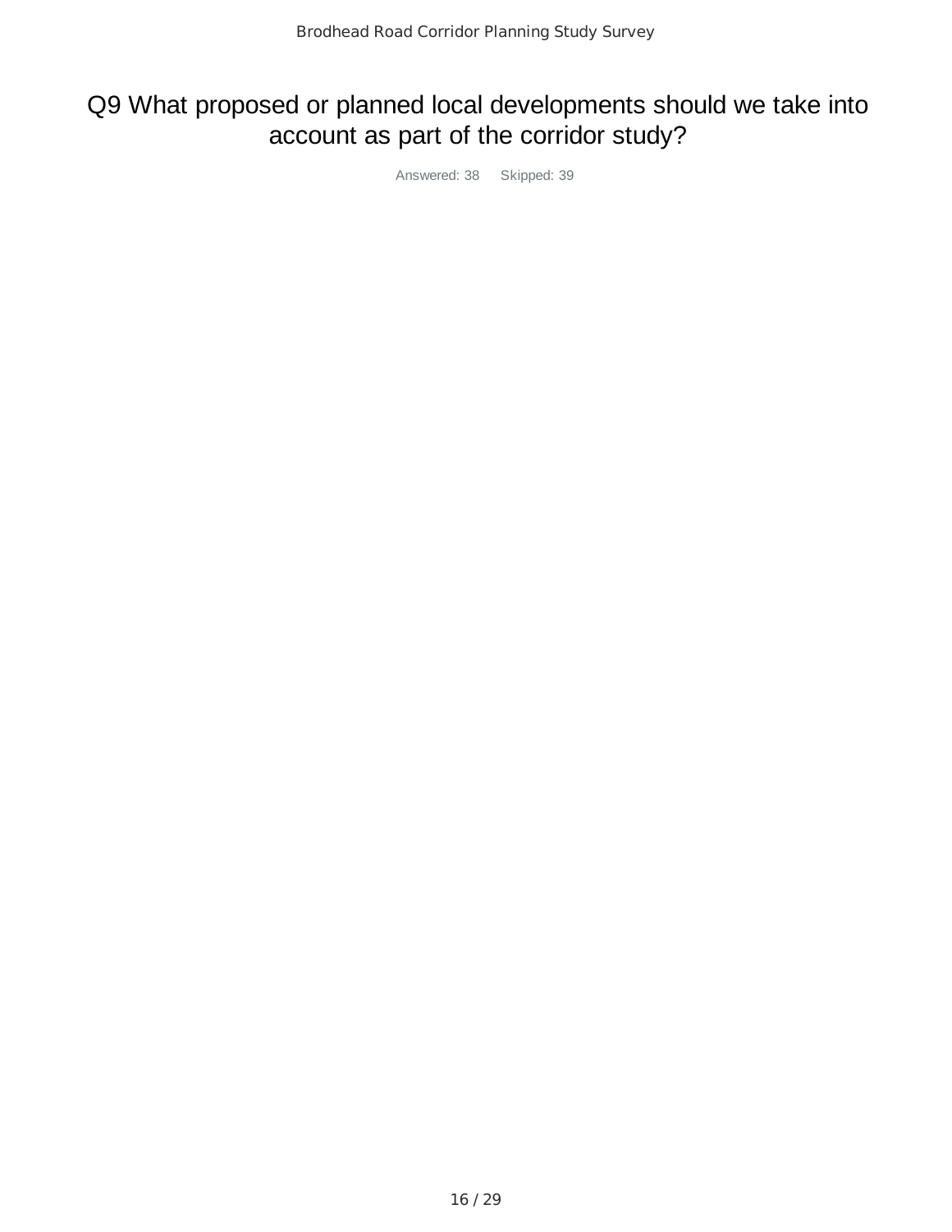# Q9 What proposed or planned local developments should we take into account as part of the corridor study?

Answered: 38 Skipped: 39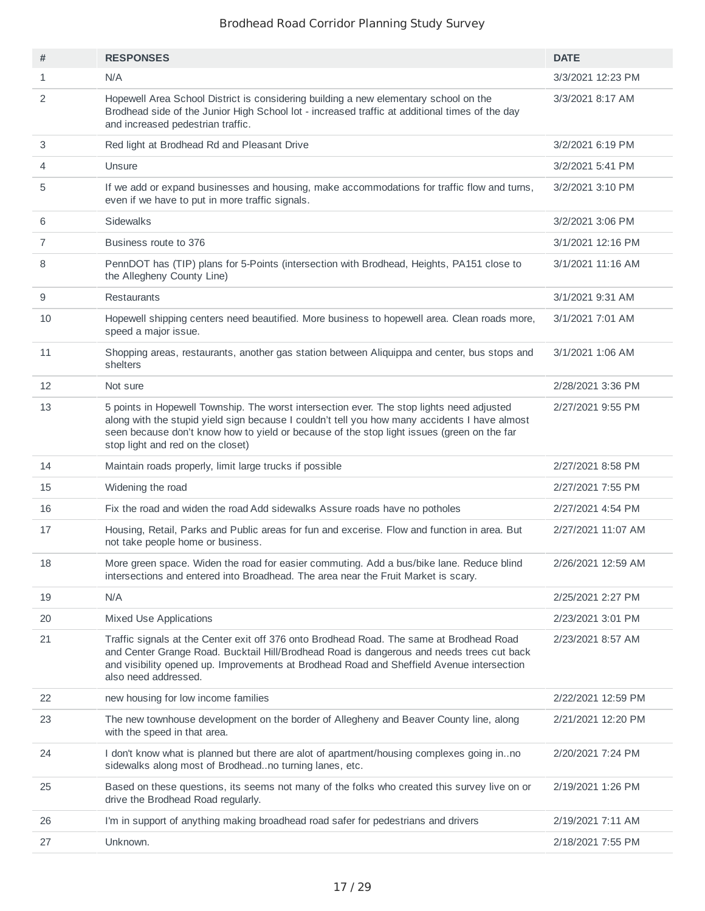| # | RESPONSES | DATE |
|---|---|---|
| 1 | N/A | 3/3/2021 12:23 PM |
| 2 | Hopewell Area School District is considering building a new elementary school on the Brodhead side of the Junior High School lot - increased traffic at additional times of the day and increased pedestrian traffic. | 3/3/2021 8:17 AM |
| 3 | Red light at Brodhead Rd and Pleasant Drive | 3/2/2021 6:19 PM |
| 4 | Unsure | 3/2/2021 5:41 PM |
| 5 | If we add or expand businesses and housing, make accommodations for traffic flow and turns, even if we have to put in more traffic signals. | 3/2/2021 3:10 PM |
| 6 | Sidewalks | 3/2/2021 3:06 PM |
| 7 | Business route to 376 | 3/1/2021 12:16 PM |
| 8 | PennDOT has (TIP) plans for 5-Points (intersection with Brodhead, Heights, PA151 close to the Allegheny County Line) | 3/1/2021 11:16 AM |
| 9 | Restaurants | 3/1/2021 9:31 AM |
| 10 | Hopewell shipping centers need beautified. More business to hopewell area. Clean roads more, speed a major issue. | 3/1/2021 7:01 AM |
| 11 | Shopping areas, restaurants, another gas station between Aliquippa and center, bus stops and shelters | 3/1/2021 1:06 AM |
| 12 | Not sure | 2/28/2021 3:36 PM |
| 13 | 5 points in Hopewell Township. The worst intersection ever. The stop lights need adjusted along with the stupid yield sign because I couldn't tell you how many accidents I have almost seen because don't know how to yield or because of the stop light issues (green on the far stop light and red on the closet) | 2/27/2021 9:55 PM |
| 14 | Maintain roads properly, limit large trucks if possible | 2/27/2021 8:58 PM |
| 15 | Widening the road | 2/27/2021 7:55 PM |
| 16 | Fix the road and widen the road Add sidewalks Assure roads have no potholes | 2/27/2021 4:54 PM |
| 17 | Housing, Retail, Parks and Public areas for fun and excerise. Flow and function in area. But not take people home or business. | 2/27/2021 11:07 AM |
| 18 | More green space. Widen the road for easier commuting. Add a bus/bike lane. Reduce blind intersections and entered into Broadhead. The area near the Fruit Market is scary. | 2/26/2021 12:59 AM |
| 19 | N/A | 2/25/2021 2:27 PM |
| 20 | Mixed Use Applications | 2/23/2021 3:01 PM |
| 21 | Traffic signals at the Center exit off 376 onto Brodhead Road. The same at Brodhead Road and Center Grange Road. Bucktail Hill/Brodhead Road is dangerous and needs trees cut back and visibility opened up. Improvements at Brodhead Road and Sheffield Avenue intersection also need addressed. | 2/23/2021 8:57 AM |
| 22 | new housing for low income families | 2/22/2021 12:59 PM |
| 23 | The new townhouse development on the border of Allegheny and Beaver County line, along with the speed in that area. | 2/21/2021 12:20 PM |
| 24 | I don't know what is planned but there are alot of apartment/housing complexes going in..no sidewalks along most of Brodhead..no turning lanes, etc. | 2/20/2021 7:24 PM |
| 25 | Based on these questions, its seems not many of the folks who created this survey live on or drive the Brodhead Road regularly. | 2/19/2021 1:26 PM |
| 26 | I'm in support of anything making broadhead road safer for pedestrians and drivers | 2/19/2021 7:11 AM |
| 27 | Unknown. | 2/18/2021 7:55 PM |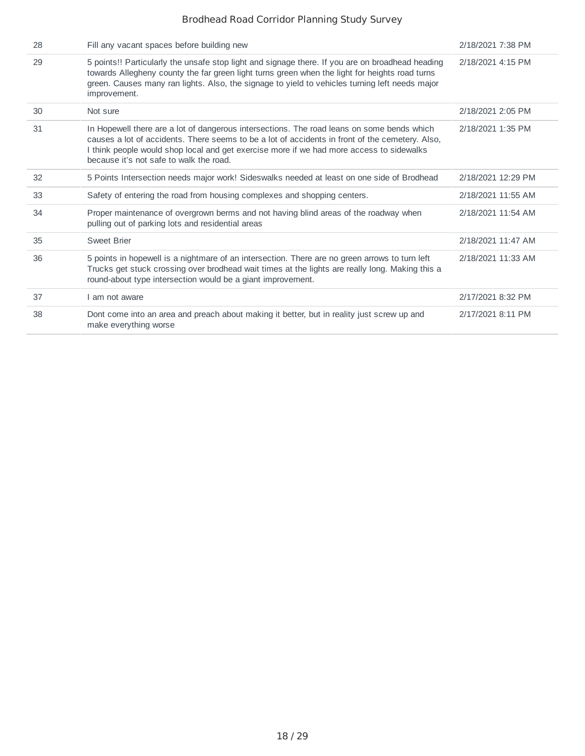| | | |
|---|---|---|
| 28 | Fill any vacant spaces before building new | 2/18/2021 7:38 PM |
| 29 | 5 points!! Particularly the unsafe stop light and signage there. If you are on broadhead heading towards Allegheny county the far green light turns green when the light for heights road turns green. Causes many ran lights. Also, the signage to yield to vehicles turning left needs major improvement. | 2/18/2021 4:15 PM |
| 30 | Not sure | 2/18/2021 2:05 PM |
| 31 | In Hopewell there are a lot of dangerous intersections. The road leans on some bends which causes a lot of accidents. There seems to be a lot of accidents in front of the cemetery. Also, I think people would shop local and get exercise more if we had more access to sidewalks because it's not safe to walk the road. | 2/18/2021 1:35 PM |
| 32 | 5 Points Intersection needs major work! Sideswalks needed at least on one side of Brodhead | 2/18/2021 12:29 PM |
| 33 | Safety of entering the road from housing complexes and shopping centers. | 2/18/2021 11:55 AM |
| 34 | Proper maintenance of overgrown berms and not having blind areas of the roadway when pulling out of parking lots and residential areas | 2/18/2021 11:54 AM |
| 35 | Sweet Brier | 2/18/2021 11:47 AM |
| 36 | 5 points in hopewell is a nightmare of an intersection. There are no green arrows to turn left Trucks get stuck crossing over brodhead wait times at the lights are really long. Making this a round-about type intersection would be a giant improvement. | 2/18/2021 11:33 AM |
| 37 | I am not aware | 2/17/2021 8:32 PM |
| 38 | Dont come into an area and preach about making it better, but in reality just screw up and make everything worse | 2/17/2021 8:11 PM |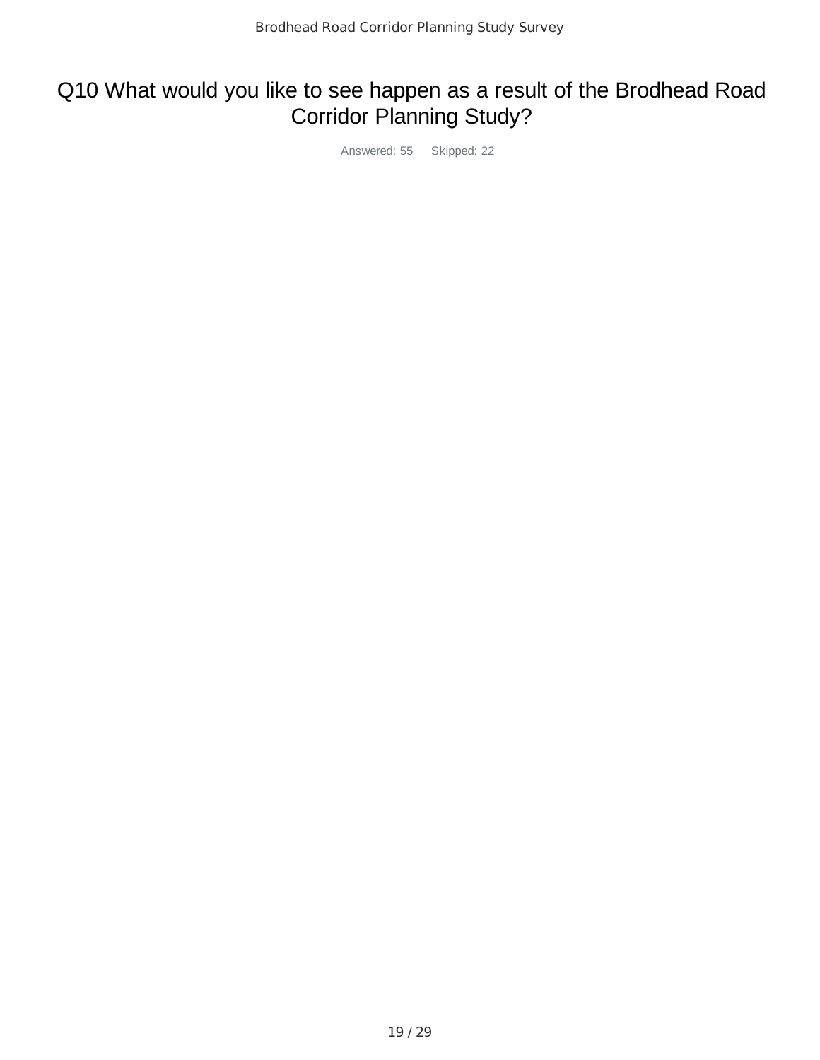# Q10 What would you like to see happen as a result of the Brodhead Road Corridor Planning Study?

Answered: 55 Skipped: 22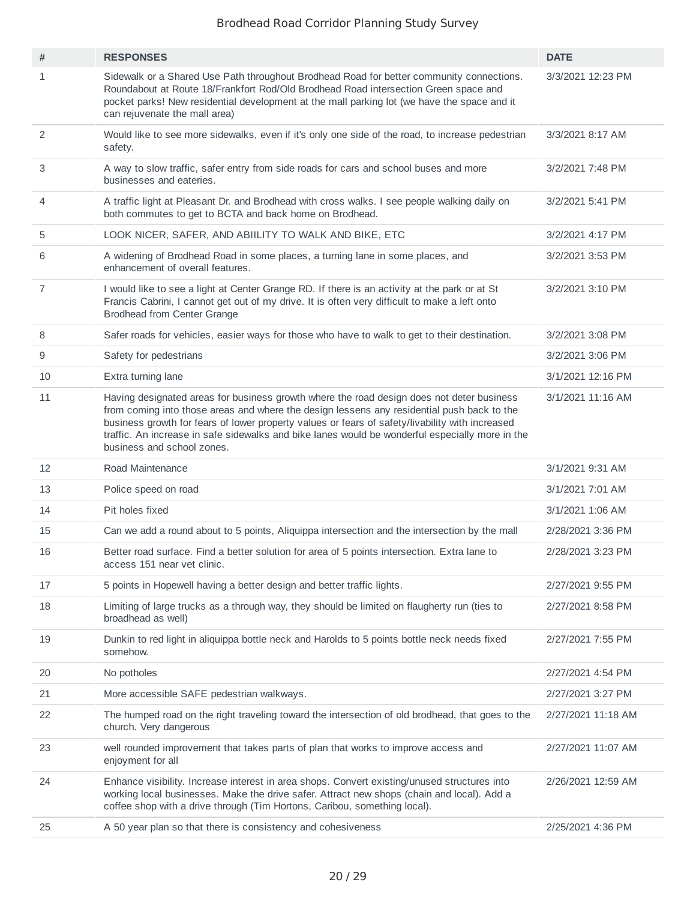| # | RESPONSES | DATE |
|---|---|---|
| 1 | Sidewalk or a Shared Use Path throughout Brodhead Road for better community connections. Roundabout at Route 18/Frankfort Rod/Old Brodhead Road intersection Green space and pocket parks! New residential development at the mall parking lot (we have the space and it can rejuvenate the mall area) | 3/3/2021 12:23 PM |
| 2 | Would like to see more sidewalks, even if it's only one side of the road, to increase pedestrian safety. | 3/3/2021 8:17 AM |
| 3 | A way to slow traffic, safer entry from side roads for cars and school buses and more businesses and eateries. | 3/2/2021 7:48 PM |
| 4 | A traffic light at Pleasant Dr. and Brodhead with cross walks. I see people walking daily on both commutes to get to BCTA and back home on Brodhead. | 3/2/2021 5:41 PM |
| 5 | LOOK NICER, SAFER, AND ABIILITY TO WALK AND BIKE, ETC | 3/2/2021 4:17 PM |
| 6 | A widening of Brodhead Road in some places, a turning lane in some places, and enhancement of overall features. | 3/2/2021 3:53 PM |
| 7 | I would like to see a light at Center Grange RD. If there is an activity at the park or at St Francis Cabrini, I cannot get out of my drive. It is often very difficult to make a left onto Brodhead from Center Grange | 3/2/2021 3:10 PM |
| 8 | Safer roads for vehicles, easier ways for those who have to walk to get to their destination. | 3/2/2021 3:08 PM |
| 9 | Safety for pedestrians | 3/2/2021 3:06 PM |
| 10 | Extra turning lane | 3/1/2021 12:16 PM |
| 11 | Having designated areas for business growth where the road design does not deter business from coming into those areas and where the design lessens any residential push back to the business growth for fears of lower property values or fears of safety/livability with increased traffic. An increase in safe sidewalks and bike lanes would be wonderful especially more in the business and school zones. | 3/1/2021 11:16 AM |
| 12 | Road Maintenance | 3/1/2021 9:31 AM |
| 13 | Police speed on road | 3/1/2021 7:01 AM |
| 14 | Pit holes fixed | 3/1/2021 1:06 AM |
| 15 | Can we add a round about to 5 points, Aliquippa intersection and the intersection by the mall | 2/28/2021 3:36 PM |
| 16 | Better road surface. Find a better solution for area of 5 points intersection. Extra lane to access 151 near vet clinic. | 2/28/2021 3:23 PM |
| 17 | 5 points in Hopewell having a better design and better traffic lights. | 2/27/2021 9:55 PM |
| 18 | Limiting of large trucks as a through way, they should be limited on flaugherty run (ties to broadhead as well) | 2/27/2021 8:58 PM |
| 19 | Dunkin to red light in aliquippa bottle neck and Harolds to 5 points bottle neck needs fixed somehow. | 2/27/2021 7:55 PM |
| 20 | No potholes | 2/27/2021 4:54 PM |
| 21 | More accessible SAFE pedestrian walkways. | 2/27/2021 3:27 PM |
| 22 | The humped road on the right traveling toward the intersection of old brodhead, that goes to the church. Very dangerous | 2/27/2021 11:18 AM |
| 23 | well rounded improvement that takes parts of plan that works to improve access and enjoyment for all | 2/27/2021 11:07 AM |
| 24 | Enhance visibility. Increase interest in area shops. Convert existing/unused structures into working local businesses. Make the drive safer. Attract new shops (chain and local). Add a coffee shop with a drive through (Tim Hortons, Caribou, something local). | 2/26/2021 12:59 AM |
| 25 | A 50 year plan so that there is consistency and cohesiveness | 2/25/2021 4:36 PM |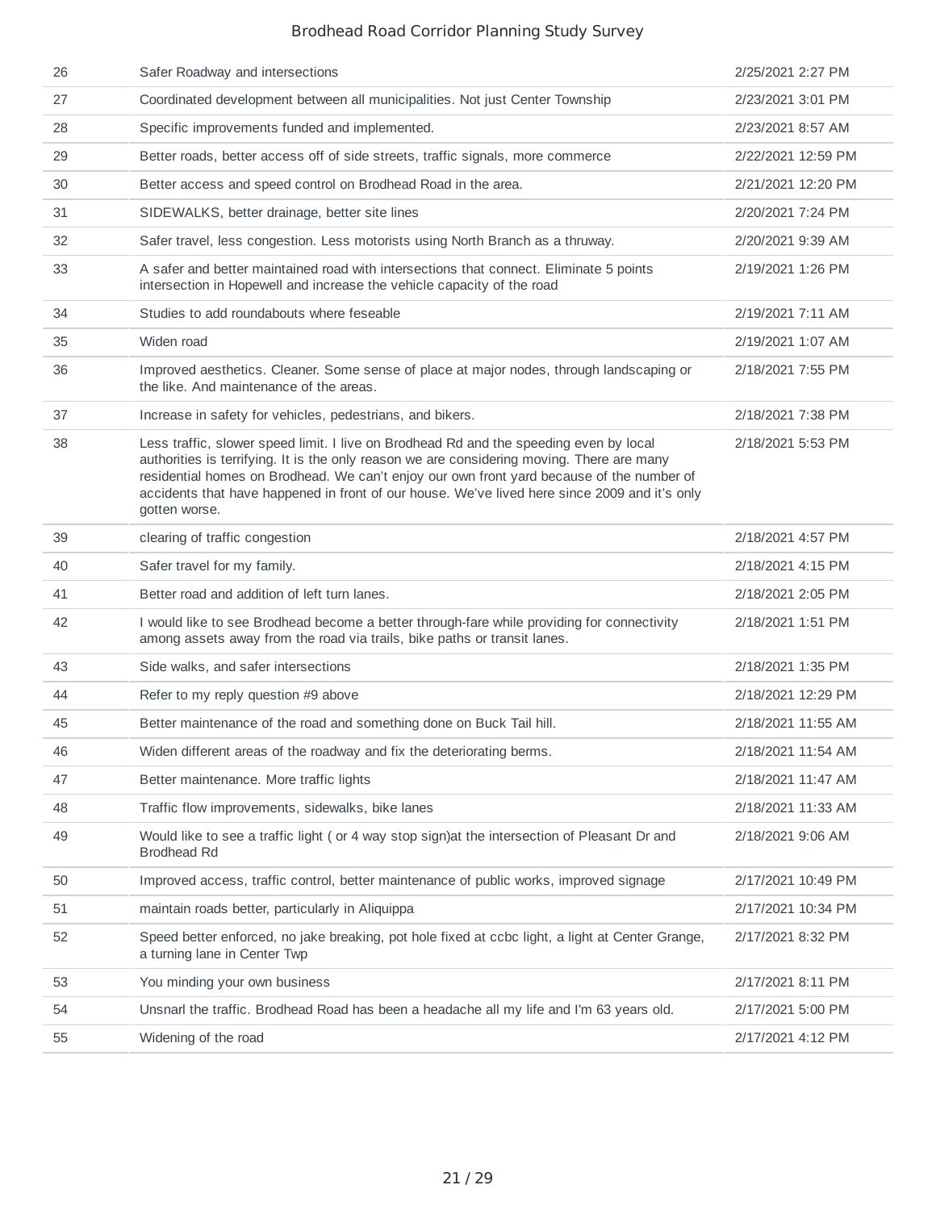| | | |
|---|---|---|
| 26 | Safer Roadway and intersections | 2/25/2021 2:27 PM |
| 27 | Coordinated development between all municipalities. Not just Center Township | 2/23/2021 3:01 PM |
| 28 | Specific improvements funded and implemented. | 2/23/2021 8:57 AM |
| 29 | Better roads, better access off of side streets, traffic signals, more commerce | 2/22/2021 12:59 PM |
| 30 | Better access and speed control on Brodhead Road in the area. | 2/21/2021 12:20 PM |
| 31 | SIDEWALKS, better drainage, better site lines | 2/20/2021 7:24 PM |
| 32 | Safer travel, less congestion. Less motorists using North Branch as a thruway. | 2/20/2021 9:39 AM |
| 33 | A safer and better maintained road with intersections that connect. Eliminate 5 points intersection in Hopewell and increase the vehicle capacity of the road | 2/19/2021 1:26 PM |
| 34 | Studies to add roundabouts where feseable | 2/19/2021 7:11 AM |
| 35 | Widen road | 2/19/2021 1:07 AM |
| 36 | Improved aesthetics. Cleaner. Some sense of place at major nodes, through landscaping or the like. And maintenance of the areas. | 2/18/2021 7:55 PM |
| 37 | Increase in safety for vehicles, pedestrians, and bikers. | 2/18/2021 7:38 PM |
| 38 | Less traffic, slower speed limit. I live on Brodhead Rd and the speeding even by local authorities is terrifying. It is the only reason we are considering moving. There are many residential homes on Brodhead. We can't enjoy our own front yard because of the number of accidents that have happened in front of our house. We've lived here since 2009 and it's only gotten worse. | 2/18/2021 5:53 PM |
| 39 | clearing of traffic congestion | 2/18/2021 4:57 PM |
| 40 | Safer travel for my family. | 2/18/2021 4:15 PM |
| 41 | Better road and addition of left turn lanes. | 2/18/2021 2:05 PM |
| 42 | I would like to see Brodhead become a better through-fare while providing for connectivity among assets away from the road via trails, bike paths or transit lanes. | 2/18/2021 1:51 PM |
| 43 | Side walks, and safer intersections | 2/18/2021 1:35 PM |
| 44 | Refer to my reply question #9 above | 2/18/2021 12:29 PM |
| 45 | Better maintenance of the road and something done on Buck Tail hill. | 2/18/2021 11:55 AM |
| 46 | Widen different areas of the roadway and fix the deteriorating berms. | 2/18/2021 11:54 AM |
| 47 | Better maintenance. More traffic lights | 2/18/2021 11:47 AM |
| 48 | Traffic flow improvements, sidewalks, bike lanes | 2/18/2021 11:33 AM |
| 49 | Would like to see a traffic light ( or 4 way stop sign)at the intersection of Pleasant Dr and Brodhead Rd | 2/18/2021 9:06 AM |
| 50 | Improved access, traffic control, better maintenance of public works, improved signage | 2/17/2021 10:49 PM |
| 51 | maintain roads better, particularly in Aliquippa | 2/17/2021 10:34 PM |
| 52 | Speed better enforced, no jake breaking, pot hole fixed at ccbc light, a light at Center Grange, a turning lane in Center Twp | 2/17/2021 8:32 PM |
| 53 | You minding your own business | 2/17/2021 8:11 PM |
| 54 | Unsnarl the traffic. Brodhead Road has been a headache all my life and I'm 63 years old. | 2/17/2021 5:00 PM |
| 55 | Widening of the road | 2/17/2021 4:12 PM |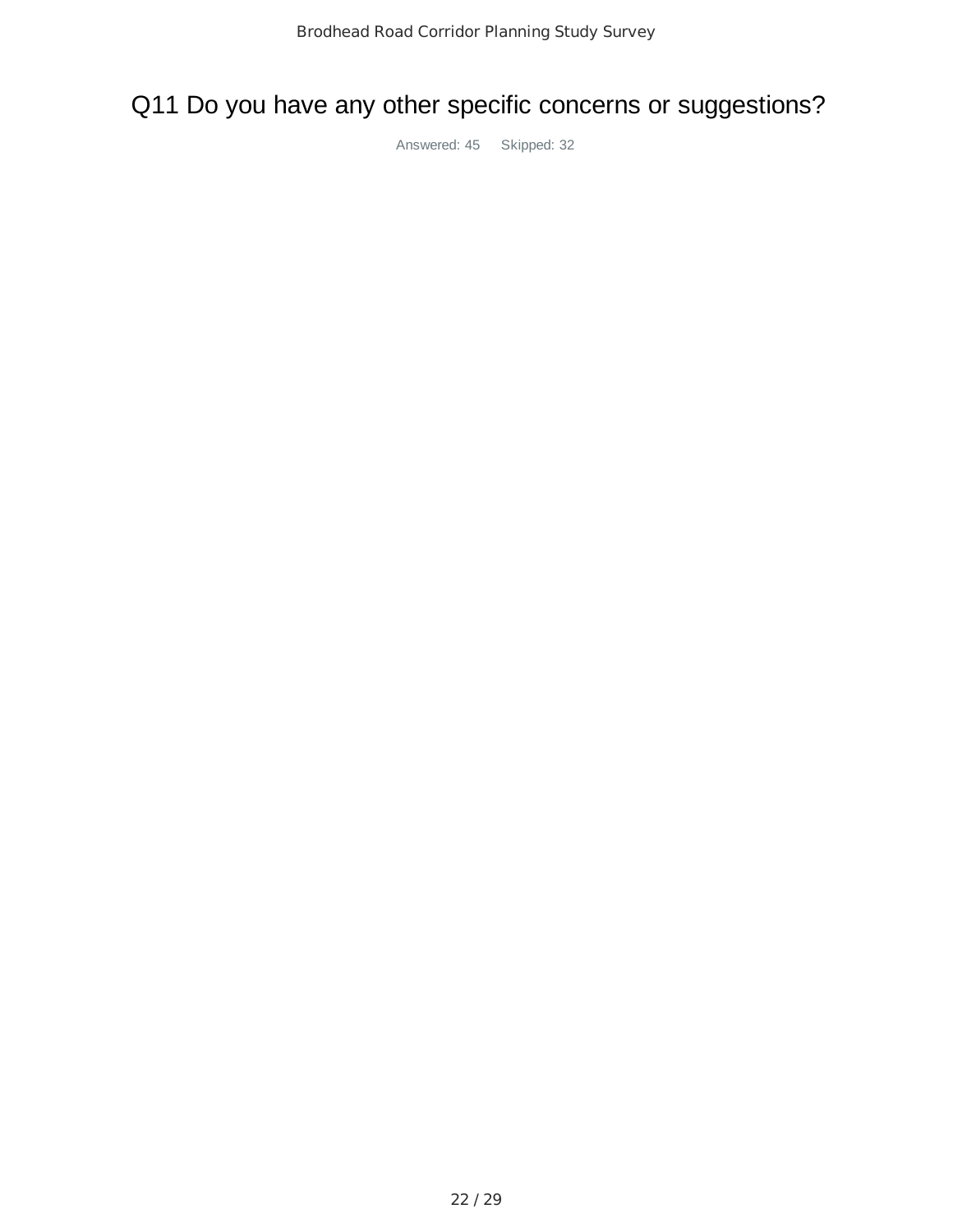# Q11 Do you have any other specific concerns or suggestions?

Answered: 45 Skipped: 32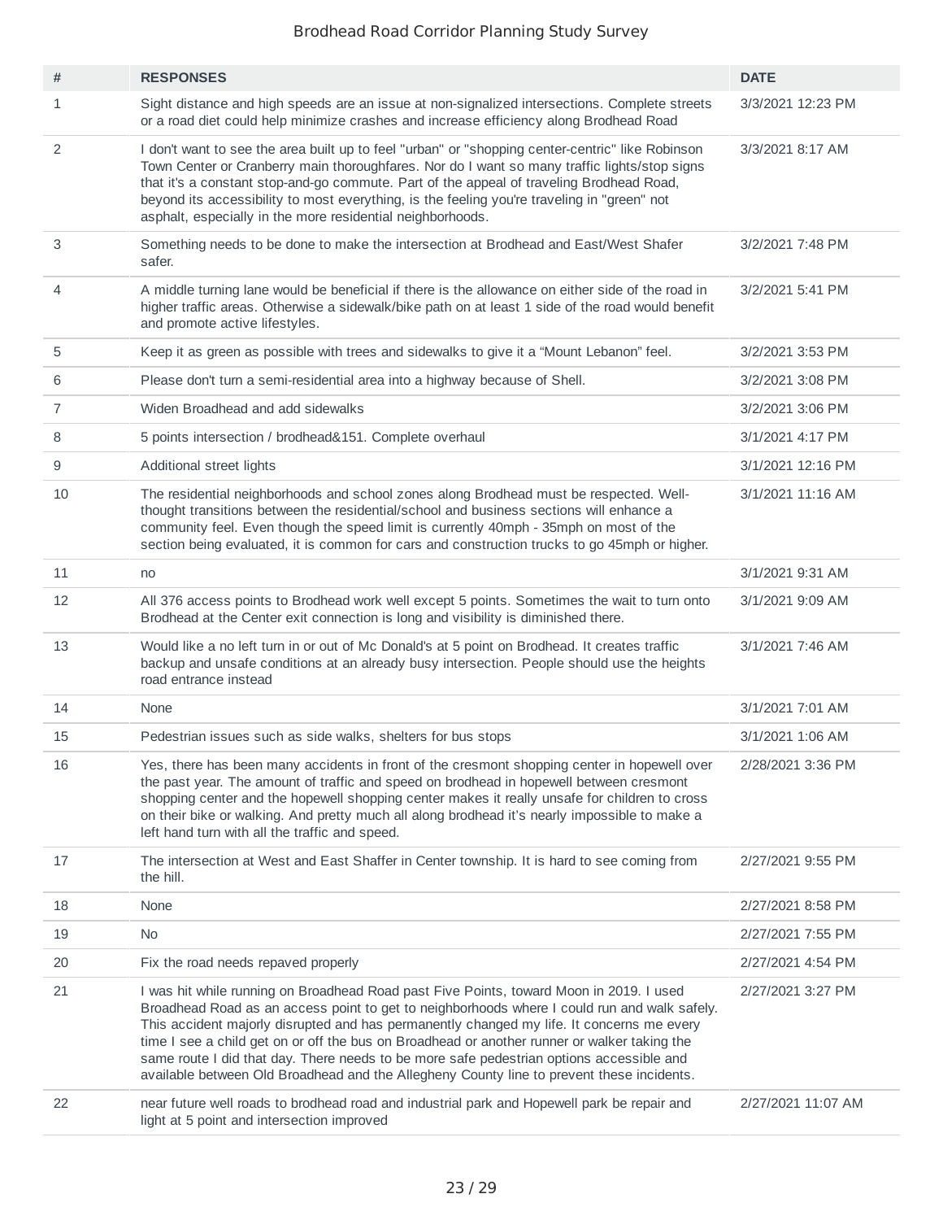| # | RESPONSES | DATE |
|---|---|---|
| 1 | Sight distance and high speeds are an issue at non-signalized intersections. Complete streets or a road diet could help minimize crashes and increase efficiency along Brodhead Road | 3/3/2021 12:23 PM |
| 2 | I don't want to see the area built up to feel "urban" or "shopping center-centric" like Robinson Town Center or Cranberry main thoroughfares. Nor do I want so many traffic lights/stop signs that it's a constant stop-and-go commute. Part of the appeal of traveling Brodhead Road, beyond its accessibility to most everything, is the feeling you're traveling in "green" not asphalt, especially in the more residential neighborhoods. | 3/3/2021 8:17 AM |
| 3 | Something needs to be done to make the intersection at Brodhead and East/West Shafer safer. | 3/2/2021 7:48 PM |
| 4 | A middle turning lane would be beneficial if there is the allowance on either side of the road in higher traffic areas. Otherwise a sidewalk/bike path on at least 1 side of the road would benefit and promote active lifestyles. | 3/2/2021 5:41 PM |
| 5 | Keep it as green as possible with trees and sidewalks to give it a “Mount Lebanon” feel. | 3/2/2021 3:53 PM |
| 6 | Please don't turn a semi-residential area into a highway because of Shell. | 3/2/2021 3:08 PM |
| 7 | Widen Broadhead and add sidewalks | 3/2/2021 3:06 PM |
| 8 | 5 points intersection / brodhead&151. Complete overhaul | 3/1/2021 4:17 PM |
| 9 | Additional street lights | 3/1/2021 12:16 PM |
| 10 | The residential neighborhoods and school zones along Brodhead must be respected. Well-thought transitions between the residential/school and business sections will enhance a community feel. Even though the speed limit is currently 40mph - 35mph on most of the section being evaluated, it is common for cars and construction trucks to go 45mph or higher. | 3/1/2021 11:16 AM |
| 11 | no | 3/1/2021 9:31 AM |
| 12 | All 376 access points to Brodhead work well except 5 points. Sometimes the wait to turn onto Brodhead at the Center exit connection is long and visibility is diminished there. | 3/1/2021 9:09 AM |
| 13 | Would like a no left turn in or out of Mc Donald's at 5 point on Brodhead. It creates traffic backup and unsafe conditions at an already busy intersection. People should use the heights road entrance instead | 3/1/2021 7:46 AM |
| 14 | None | 3/1/2021 7:01 AM |
| 15 | Pedestrian issues such as side walks, shelters for bus stops | 3/1/2021 1:06 AM |
| 16 | Yes, there has been many accidents in front of the cresmont shopping center in hopewell over the past year. The amount of traffic and speed on brodhead in hopewell between cresmont shopping center and the hopewell shopping center makes it really unsafe for children to cross on their bike or walking. And pretty much all along brodhead it’s nearly impossible to make a left hand turn with all the traffic and speed. | 2/28/2021 3:36 PM |
| 17 | The intersection at West and East Shaffer in Center township. It is hard to see coming from the hill. | 2/27/2021 9:55 PM |
| 18 | None | 2/27/2021 8:58 PM |
| 19 | No | 2/27/2021 7:55 PM |
| 20 | Fix the road needs repaved properly | 2/27/2021 4:54 PM |
| 21 | I was hit while running on Broadhead Road past Five Points, toward Moon in 2019. I used Broadhead Road as an access point to get to neighborhoods where I could run and walk safely. This accident majorly disrupted and has permanently changed my life. It concerns me every time I see a child get on or off the bus on Broadhead or another runner or walker taking the same route I did that day. There needs to be more safe pedestrian options accessible and available between Old Broadhead and the Allegheny County line to prevent these incidents. | 2/27/2021 3:27 PM |
| 22 | near future well roads to brodhead road and industrial park and Hopewell park be repair and light at 5 point and intersection improved | 2/27/2021 11:07 AM |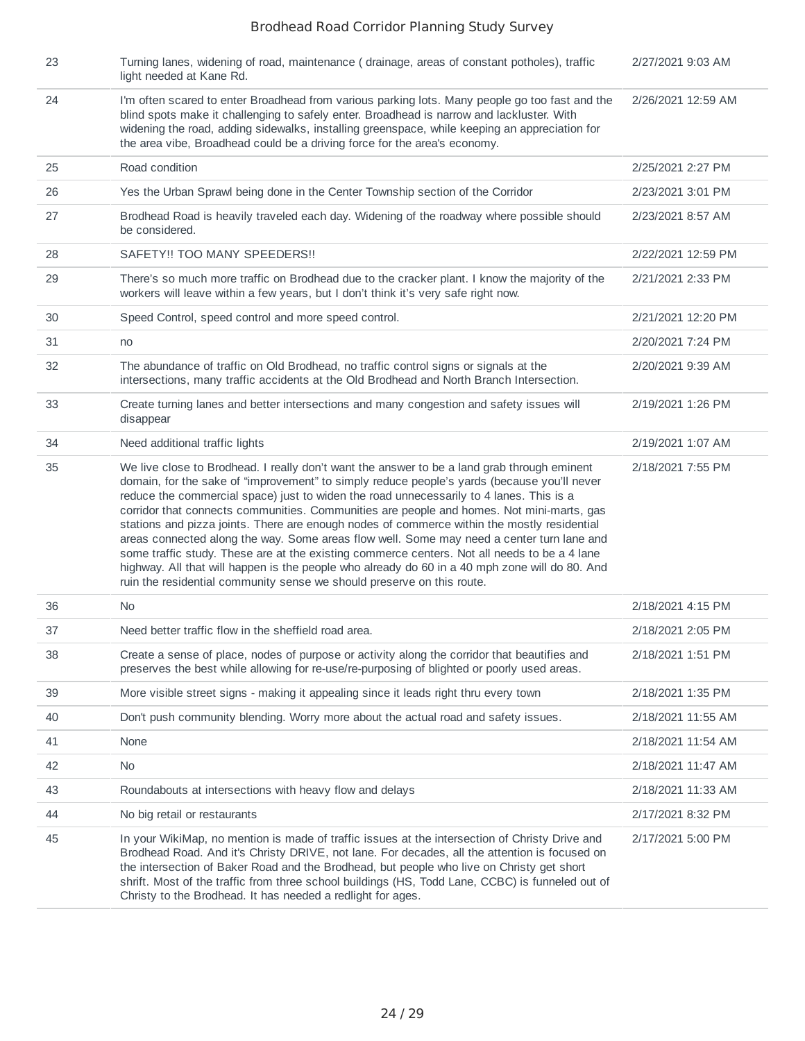| | | |
|---|---|---|
| 23 | Turning lanes, widening of road, maintenance ( drainage, areas of constant potholes), traffic light needed at Kane Rd. | 2/27/2021 9:03 AM |
| 24 | I'm often scared to enter Broadhead from various parking lots. Many people go too fast and the blind spots make it challenging to safely enter. Broadhead is narrow and lackluster. With widening the road, adding sidewalks, installing greenspace, while keeping an appreciation for the area vibe, Broadhead could be a driving force for the area's economy. | 2/26/2021 12:59 AM |
| 25 | Road condition | 2/25/2021 2:27 PM |
| 26 | Yes the Urban Sprawl being done in the Center Township section of the Corridor | 2/23/2021 3:01 PM |
| 27 | Brodhead Road is heavily traveled each day. Widening of the roadway where possible should be considered. | 2/23/2021 8:57 AM |
| 28 | SAFETY!! TOO MANY SPEEDERS!! | 2/22/2021 12:59 PM |
| 29 | There's so much more traffic on Brodhead due to the cracker plant. I know the majority of the workers will leave within a few years, but I don't think it's very safe right now. | 2/21/2021 2:33 PM |
| 30 | Speed Control, speed control and more speed control. | 2/21/2021 12:20 PM |
| 31 | no | 2/20/2021 7:24 PM |
| 32 | The abundance of traffic on Old Brodhead, no traffic control signs or signals at the intersections, many traffic accidents at the Old Brodhead and North Branch Intersection. | 2/20/2021 9:39 AM |
| 33 | Create turning lanes and better intersections and many congestion and safety issues will disappear | 2/19/2021 1:26 PM |
| 34 | Need additional traffic lights | 2/19/2021 1:07 AM |
| 35 | We live close to Brodhead. I really don't want the answer to be a land grab through eminent domain, for the sake of "improvement" to simply reduce people's yards (because you'll never reduce the commercial space) just to widen the road unnecessarily to 4 lanes. This is a corridor that connects communities. Communities are people and homes. Not mini-marts, gas stations and pizza joints. There are enough nodes of commerce within the mostly residential areas connected along the way. Some areas flow well. Some may need a center turn lane and some traffic study. These are at the existing commerce centers. Not all needs to be a 4 lane highway. All that will happen is the people who already do 60 in a 40 mph zone will do 80. And ruin the residential community sense we should preserve on this route. | 2/18/2021 7:55 PM |
| 36 | No | 2/18/2021 4:15 PM |
| 37 | Need better traffic flow in the sheffield road area. | 2/18/2021 2:05 PM |
| 38 | Create a sense of place, nodes of purpose or activity along the corridor that beautifies and preserves the best while allowing for re-use/re-purposing of blighted or poorly used areas. | 2/18/2021 1:51 PM |
| 39 | More visible street signs - making it appealing since it leads right thru every town | 2/18/2021 1:35 PM |
| 40 | Don't push community blending. Worry more about the actual road and safety issues. | 2/18/2021 11:55 AM |
| 41 | None | 2/18/2021 11:54 AM |
| 42 | No | 2/18/2021 11:47 AM |
| 43 | Roundabouts at intersections with heavy flow and delays | 2/18/2021 11:33 AM |
| 44 | No big retail or restaurants | 2/17/2021 8:32 PM |
| 45 | In your WikiMap, no mention is made of traffic issues at the intersection of Christy Drive and Brodhead Road. And it's Christy DRIVE, not lane. For decades, all the attention is focused on the intersection of Baker Road and the Brodhead, but people who live on Christy get short shrift. Most of the traffic from three school buildings (HS, Todd Lane, CCBC) is funneled out of Christy to the Brodhead. It has needed a redlight for ages. | 2/17/2021 5:00 PM |